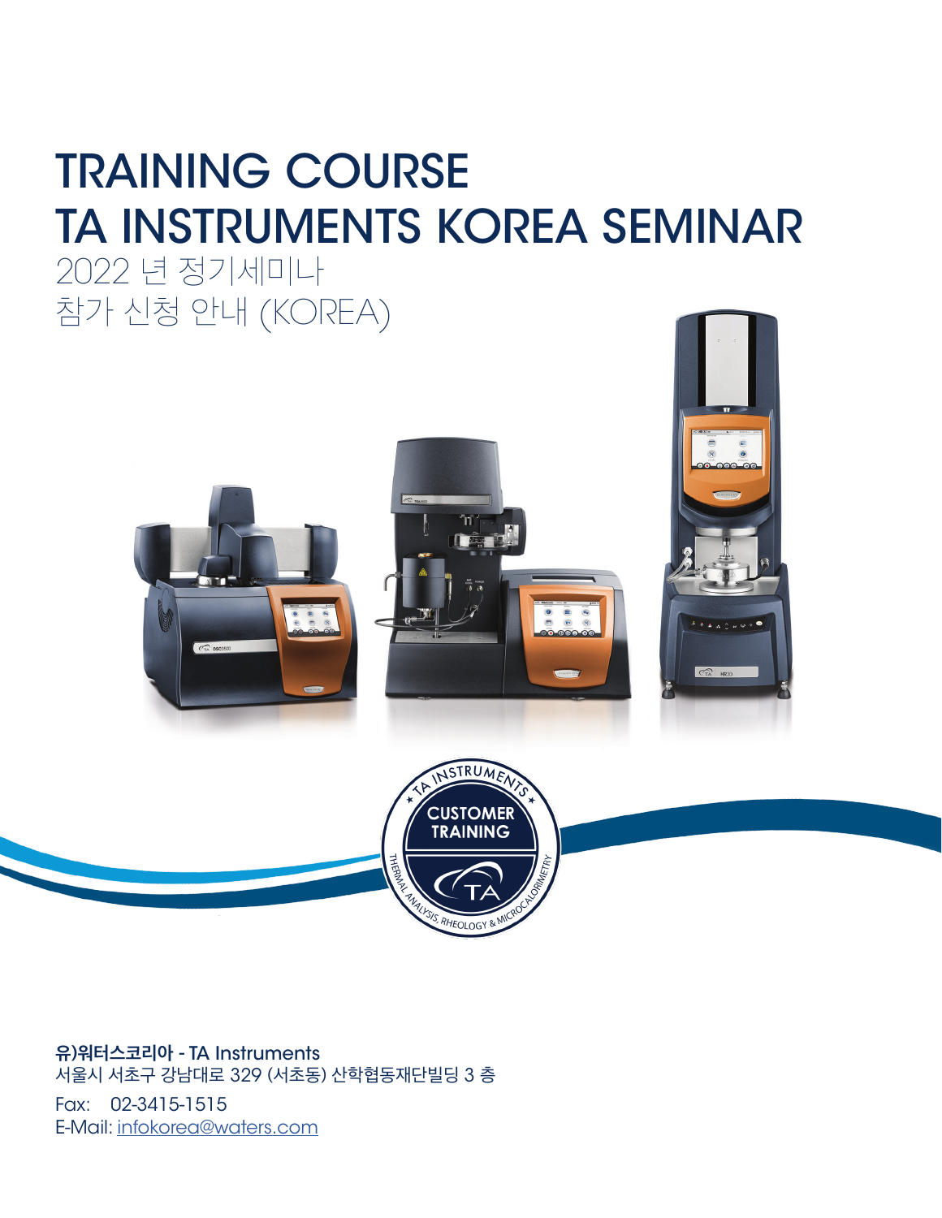# TRAINING COURSE
# TA INSTRUMENTS KOREA SEMINAR

2022 년 정기세미나
참가 신청 안내 (KOREA)

**유)워터스코리아 - TA Instruments**
서울시 서초구 강남대로 329 (서초동) 산학협동재단빌딩 3 층

Fax: 02-3415-1515
E-Mail: infokorea@waters.com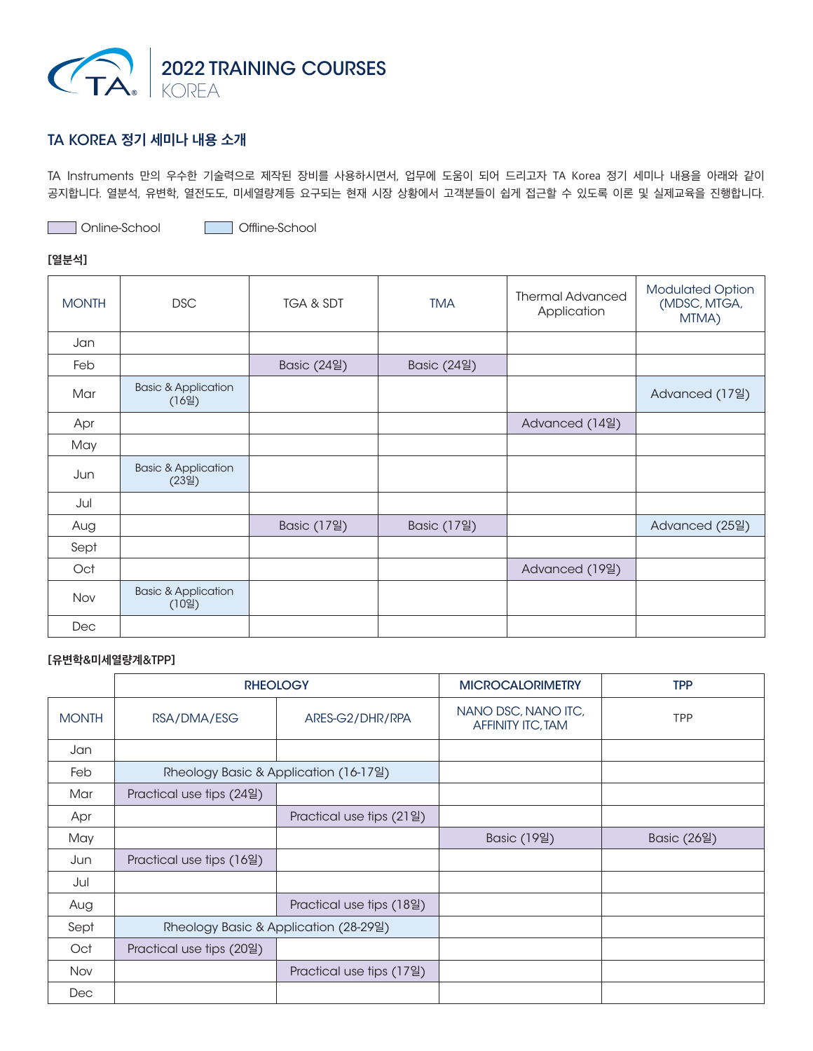# 2022 TRAINING COURSES
KOREA

## TA KOREA 정기 세미나 내용 소개

TA Instruments 만의 우수한 기술력으로 제작된 장비를 사용하시면서, 업무에 도움이 되어 드리고자 TA Korea 정기 세미나 내용을 아래와 같이 공지합니다. 열분석, 유변학, 열전도도, 미세열량계등 요구되는 현재 시장 상황에서 고객분들이 쉽게 접근할 수 있도록 이론 및 실제교육을 진행합니다.

Online-School    Offline-School

**[열분석]**

| MONTH | DSC | TGA & SDT | TMA | Thermal Advanced Application | Modulated Option (MDSC, MTGA, MTMA) |
|---|---|---|---|---|---|
| Jan | | | | | |
| Feb | | Basic (24일) | Basic (24일) | | |
| Mar | Basic & Application (16일) | | | | Advanced (17일) |
| Apr | | | | Advanced (14일) | |
| May | | | | | |
| Jun | Basic & Application (23일) | | | | |
| Jul | | | | | |
| Aug | | Basic (17일) | Basic (17일) | | Advanced (25일) |
| Sept | | | | | |
| Oct | | | | Advanced (19일) | |
| Nov | Basic & Application (10일) | | | | |
| Dec | | | | | |

**[유변학&미세열량계&TPP]**

| | RHEOLOGY | | MICROCALORIMETRY | TPP |
|---|---|---|---|---|
| MONTH | RSA/DMA/ESG | ARES-G2/DHR/RPA | NANO DSC, NANO ITC, AFFINITY ITC, TAM | TPP |
| Jan | | | | |
| Feb | Rheology Basic & Application (16-17일) | | | |
| Mar | Practical use tips (24일) | | | |
| Apr | | Practical use tips (21일) | | |
| May | | | Basic (19일) | Basic (26일) |
| Jun | Practical use tips (16일) | | | |
| Jul | | | | |
| Aug | | Practical use tips (18일) | | |
| Sept | Rheology Basic & Application (28-29일) | | | |
| Oct | Practical use tips (20일) | | | |
| Nov | | Practical use tips (17일) | | |
| Dec | | | | |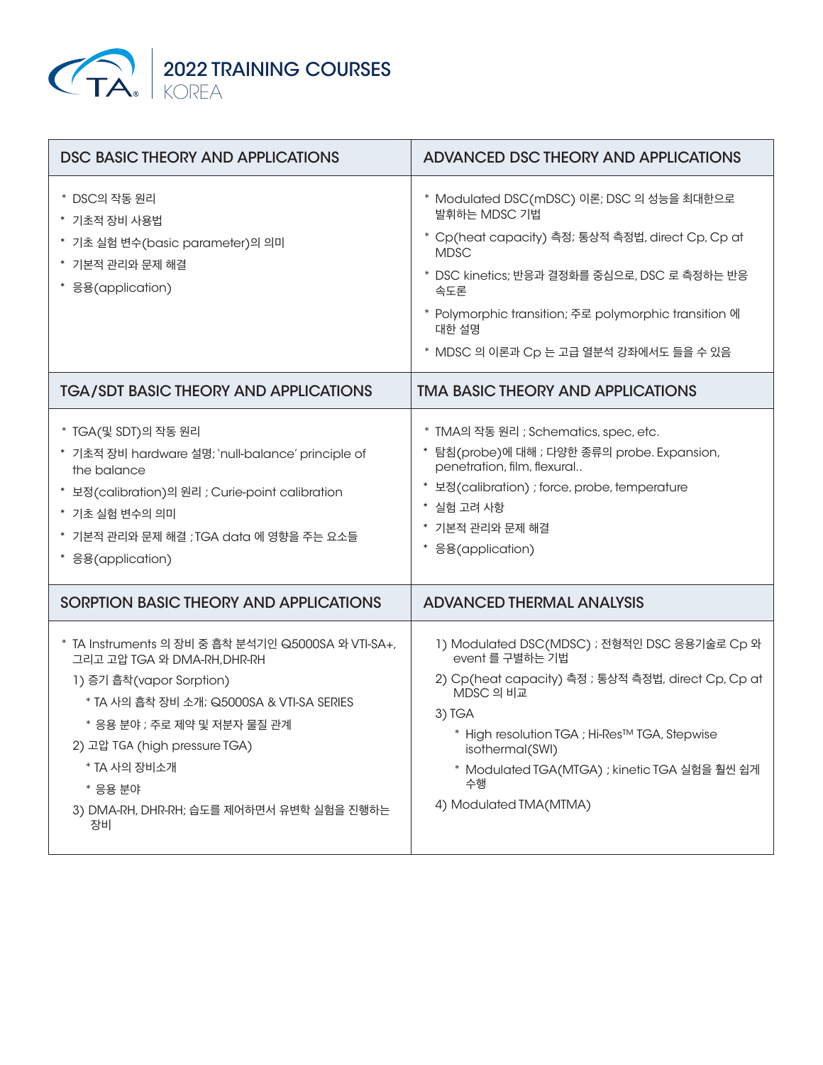# 2022 TRAINING COURSES
KOREA

## DSC BASIC THEORY AND APPLICATIONS

* DSC의 작동 원리
* 기초적 장비 사용법
* 기초 실험 변수(basic parameter)의 의미
* 기본적 관리와 문제 해결
* 응용(application)

## ADVANCED DSC THEORY AND APPLICATIONS

* Modulated DSC(mDSC) 이론; DSC 의 성능을 최대한으로 발휘하는 MDSC 기법
* Cp(heat capacity) 측정; 통상적 측정법, direct Cp, Cp at MDSC
* DSC kinetics; 반응과 결정화를 중심으로, DSC 로 측정하는 반응 속도론
* Polymorphic transition; 주로 polymorphic transition 에 대한 설명
* MDSC 의 이론과 Cp 는 고급 열분석 강좌에서도 들을 수 있음

## TGA/SDT BASIC THEORY AND APPLICATIONS

* TGA(및 SDT)의 작동 원리
* 기초적 장비 hardware 설명; 'null-balance' principle of the balance
* 보정(calibration)의 원리 ; Curie-point calibration
* 기초 실험 변수의 의미
* 기본적 관리와 문제 해결 ; TGA data 에 영향을 주는 요소들
* 응용(application)

## TMA BASIC THEORY AND APPLICATIONS

* TMA의 작동 원리 ; Schematics, spec, etc.
* 탐침(probe)에 대해 ; 다양한 종류의 probe. Expansion, penetration, film, flexural..
* 보정(calibration) ; force, probe, temperature
* 실험 고려 사항
* 기본적 관리와 문제 해결
* 응용(application)

## SORPTION BASIC THEORY AND APPLICATIONS

* TA Instruments 의 장비 중 흡착 분석기인 Q5000SA 와 VTI-SA+, 그리고 고압 TGA 와 DMA-RH, DHR-RH
  1) 증기 흡착(vapor Sorption)
     * TA 사의 흡착 장비 소개; Q5000SA & VTI-SA SERIES
     * 응용 분야 ; 주로 제약 및 저분자 물질 관계
  2) 고압 TGA (high pressure TGA)
     * TA 사의 장비소개
     * 응용 분야
  3) DMA-RH, DHR-RH; 습도를 제어하면서 유변학 실험을 진행하는 장비

## ADVANCED THERMAL ANALYSIS

1) Modulated DSC(MDSC) ; 전형적인 DSC 응용기술로 Cp 와 event 를 구별하는 기법
2) Cp(heat capacity) 측정 ; 통상적 측정법, direct Cp, Cp at MDSC 의 비교
3) TGA
   * High resolution TGA ; Hi-Res™ TGA, Stepwise isothermal(SWI)
   * Modulated TGA(MTGA) ; kinetic TGA 실험을 훨씬 쉽게 수행
4) Modulated TMA(MTMA)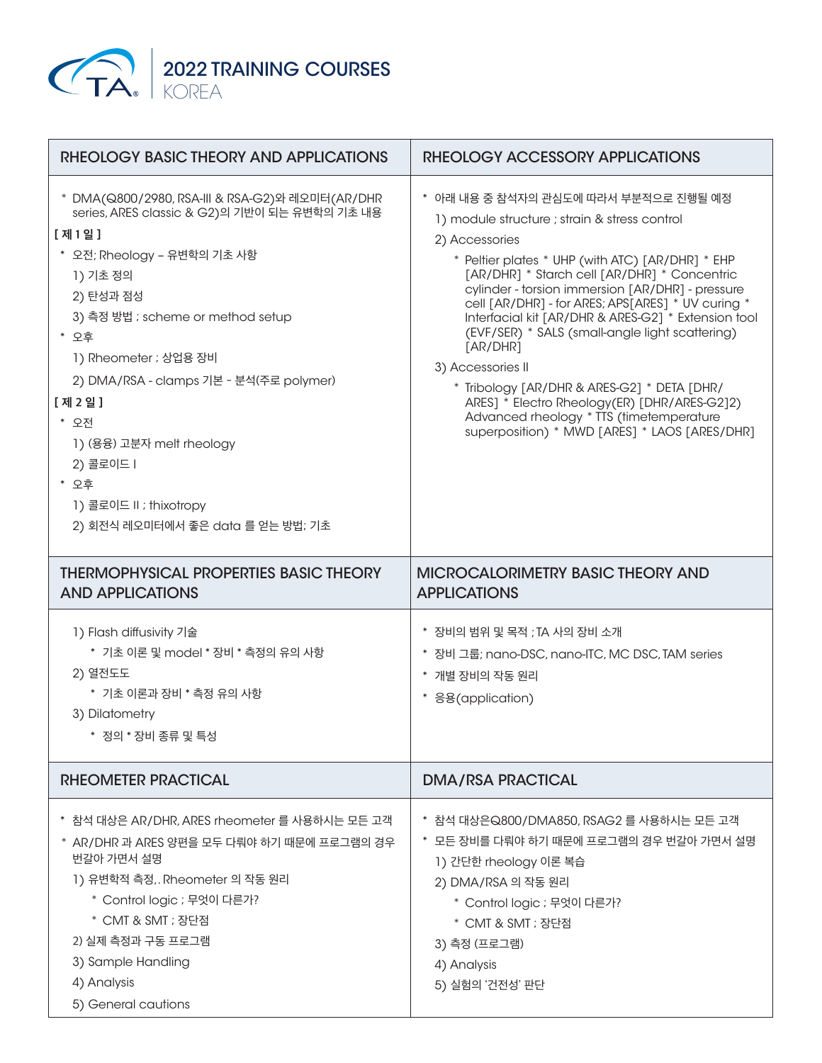# 2022 TRAINING COURSES

KOREA

## RHEOLOGY BASIC THEORY AND APPLICATIONS

* DMA(Q800/2980, RSA-III & RSA-G2)와 레오미터(AR/DHR series, ARES classic & G2)의 기반이 되는 유변학의 기초 내용

**[ 제 1 일 ]**

* 오전; Rheology – 유변학의 기초 사항
  1) 기초 정의
  2) 탄성과 점성
  3) 측정 방법 ; scheme or method setup
* 오후
  1) Rheometer ; 상업용 장비
  2) DMA/RSA - clamps 기본 - 분석(주로 polymer)

**[ 제 2 일 ]**

* 오전
  1) (용융) 고분자 melt rheology
  2) 콜로이드 I
* 오후
  1) 콜로이드 II ; thixotropy
  2) 회전식 레오미터에서 좋은 data 를 얻는 방법; 기초

## RHEOLOGY ACCESSORY APPLICATIONS

* 아래 내용 중 참석자의 관심도에 따라서 부분적으로 진행될 예정
  1) module structure ; strain & stress control
  2) Accessories
     * Peltier plates * UHP (with ATC) [AR/DHR] * EHP [AR/DHR] * Starch cell [AR/DHR] * Concentric cylinder - torsion immersion [AR/DHR] - pressure cell [AR/DHR] - for ARES; APS[ARES] * UV curing * Interfacial kit [AR/DHR & ARES-G2] * Extension tool (EVF/SER) * SALS (small-angle light scattering) [AR/DHR]
  3) Accessories II
     * Tribology [AR/DHR & ARES-G2] * DETA [DHR/ARES] * Electro Rheology(ER) [DHR/ARES-G2]2) Advanced rheology * TTS (timetemperature superposition) * MWD [ARES] * LAOS [ARES/DHR]

## THERMOPHYSICAL PROPERTIES BASIC THEORY AND APPLICATIONS

1) Flash diffusivity 기술
   * 기초 이론 및 model * 장비 * 측정의 유의 사항
2) 열전도도
   * 기초 이론과 장비 * 측정 유의 사항
3) Dilatometry
   * 정의 * 장비 종류 및 특성

## MICROCALORIMETRY BASIC THEORY AND APPLICATIONS

* 장비의 범위 및 목적 ; TA 사의 장비 소개
* 장비 그룹; nano-DSC, nano-ITC, MC DSC, TAM series
* 개별 장비의 작동 원리
* 응용(application)

## RHEOMETER PRACTICAL

* 참석 대상은 AR/DHR, ARES rheometer 를 사용하시는 모든 고객
* AR/DHR 과 ARES 양편을 모두 다뤄야 하기 때문에 프로그램의 경우 번갈아 가면서 설명
  1) 유변학적 측정,. Rheometer 의 작동 원리
     * Control logic ; 무엇이 다른가?
     * CMT & SMT ; 장단점
  2) 실제 측정과 구동 프로그램
  3) Sample Handling
  4) Analysis
  5) General cautions

## DMA/RSA PRACTICAL

* 참석 대상은Q800/DMA850, RSAG2 를 사용하시는 모든 고객
* 모든 장비를 다뤄야 하기 때문에 프로그램의 경우 번갈아 가면서 설명
  1) 간단한 rheology 이론 복습
  2) DMA/RSA 의 작동 원리
     * Control logic ; 무엇이 다른가?
     * CMT & SMT ; 장단점
  3) 측정 (프로그램)
  4) Analysis
  5) 실험의 '건전성' 판단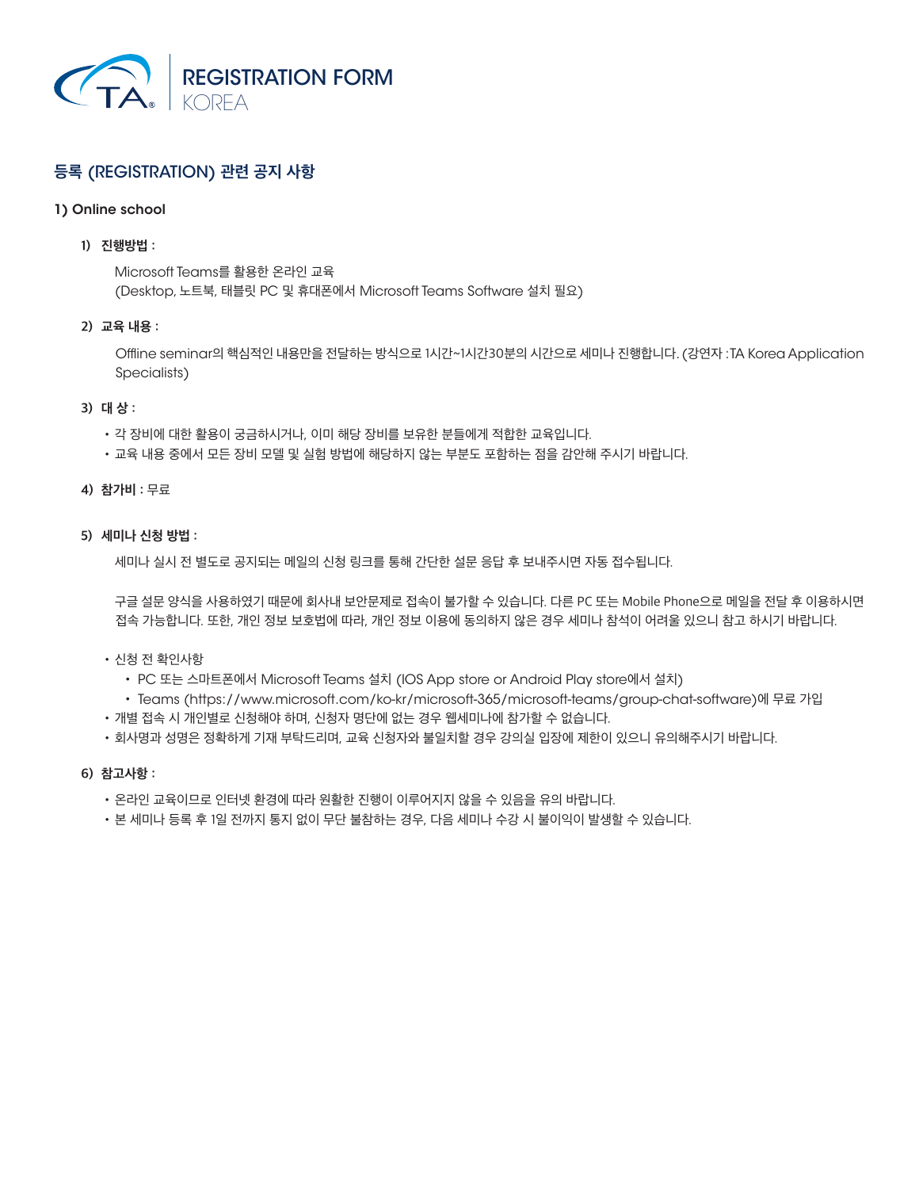# REGISTRATION FORM
KOREA

## 등록 (REGISTRATION) 관련 공지 사항

### 1) Online school

**1) 진행방법 :**

Microsoft Teams를 활용한 온라인 교육
(Desktop, 노트북, 태블릿 PC 및 휴대폰에서 Microsoft Teams Software 설치 필요)

**2) 교육 내용 :**

Offline seminar의 핵심적인 내용만을 전달하는 방식으로 1시간~1시간30분의 시간으로 세미나 진행합니다. (강연자 : TA Korea Application Specialists)

**3) 대 상 :**

- 각 장비에 대한 활용이 궁금하시거나, 이미 해당 장비를 보유한 분들에게 적합한 교육입니다.
- 교육 내용 중에서 모든 장비 모델 및 실험 방법에 해당하지 않는 부분도 포함하는 점을 감안해 주시기 바랍니다.

**4) 참가비** : 무료

**5) 세미나 신청 방법 :**

세미나 실시 전 별도로 공지되는 메일의 신청 링크를 통해 간단한 설문 응답 후 보내주시면 자동 접수됩니다.

구글 설문 양식을 사용하였기 때문에 회사내 보안문제로 접속이 불가할 수 있습니다. 다른 PC 또는 Mobile Phone으로 메일을 전달 후 이용하시면 접속 가능합니다. 또한, 개인 정보 보호법에 따라, 개인 정보 이용에 동의하지 않은 경우 세미나 참석이 어려울 있으니 참고 하시기 바랍니다.

- 신청 전 확인사항
  - PC 또는 스마트폰에서 Microsoft Teams 설치 (IOS App store or Android Play store에서 설치)
  - Teams (https://www.microsoft.com/ko-kr/microsoft-365/microsoft-teams/group-chat-software)에 무료 가입
- 개별 접속 시 개인별로 신청해야 하며, 신청자 명단에 없는 경우 웹세미나에 참가할 수 없습니다.
- 회사명과 성명은 정확하게 기재 부탁드리며, 교육 신청자와 불일치할 경우 강의실 입장에 제한이 있으니 유의해주시기 바랍니다.

**6) 참고사항 :**

- 온라인 교육이므로 인터넷 환경에 따라 원활한 진행이 이루어지지 않을 수 있음을 유의 바랍니다.
- 본 세미나 등록 후 1일 전까지 통지 없이 무단 불참하는 경우, 다음 세미나 수강 시 불이익이 발생할 수 있습니다.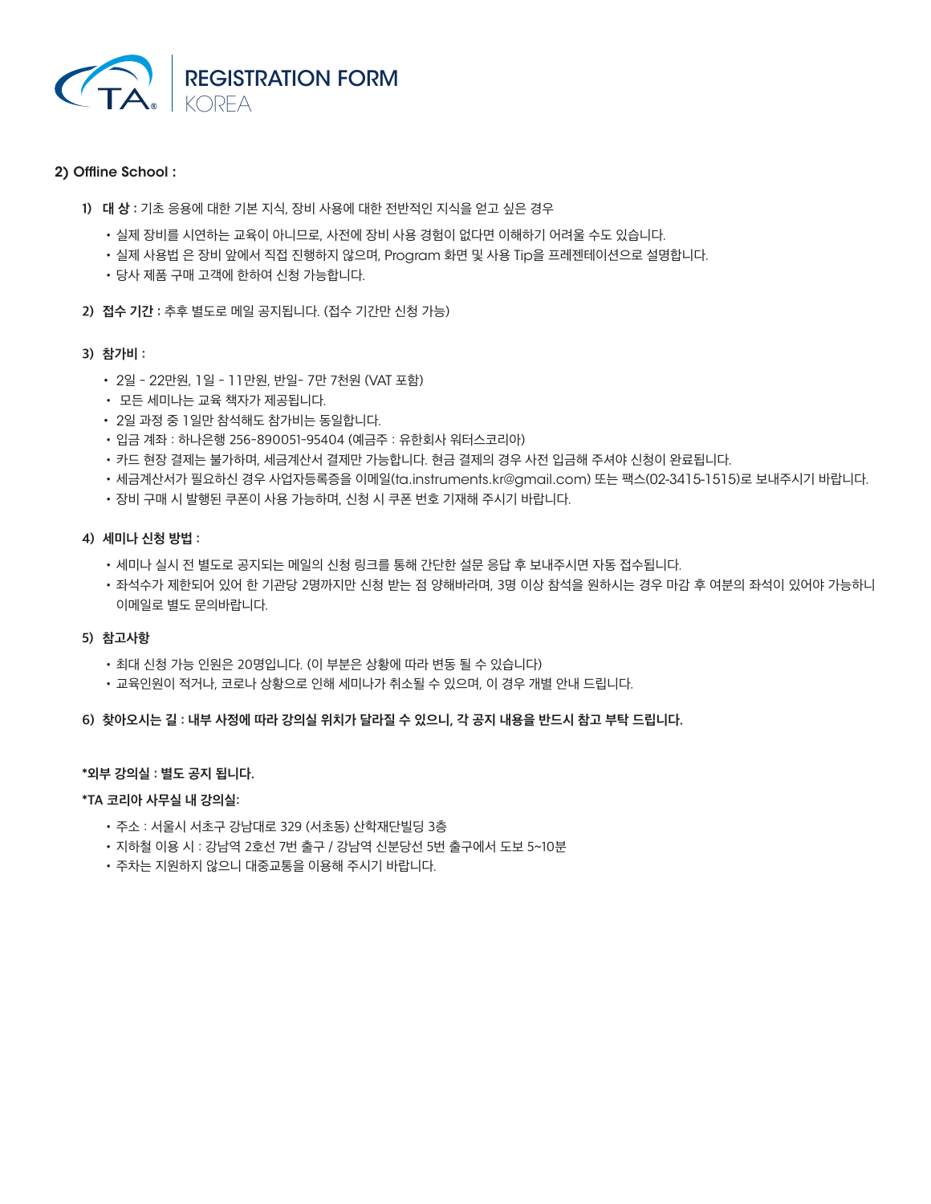REGISTRATION FORM
KOREA

## 2) Offline School :

1) **대 상 :** 기초 응용에 대한 기본 지식, 장비 사용에 대한 전반적인 지식을 얻고 싶은 경우

- 실제 장비를 시연하는 교육이 아니므로, 사전에 장비 사용 경험이 없다면 이해하기 어려울 수도 있습니다.
- 실제 사용법 은 장비 앞에서 직접 진행하지 않으며, Program 화면 및 사용 Tip을 프레젠테이션으로 설명합니다.
- 당사 제품 구매 고객에 한하여 신청 가능합니다.

2) **접수 기간 :** 추후 별도로 메일 공지됩니다. (접수 기간만 신청 가능)

3) **참가비 :**

- 2일 - 22만원, 1일 - 11만원, 반일- 7만 7천원 (VAT 포함)
- 모든 세미나는 교육 책자가 제공됩니다.
- 2일 과정 중 1일만 참석해도 참가비는 동일합니다.
- 입금 계좌 : 하나은행 256-890051-95404 (예금주 : 유한회사 워터스코리아)
- 카드 현장 결제는 불가하며, 세금계산서 결제만 가능합니다. 현금 결제의 경우 사전 입금해 주셔야 신청이 완료됩니다.
- 세금계산서가 필요하신 경우 사업자등록증을 이메일(ta.instruments.kr@gmail.com) 또는 팩스(02-3415-1515)로 보내주시기 바랍니다.
- 장비 구매 시 발행된 쿠폰이 사용 가능하며, 신청 시 쿠폰 번호 기재해 주시기 바랍니다.

4) **세미나 신청 방법 :**

- 세미나 실시 전 별도로 공지되는 메일의 신청 링크를 통해 간단한 설문 응답 후 보내주시면 자동 접수됩니다.
- 좌석수가 제한되어 있어 한 기관당 2명까지만 신청 받는 점 양해바라며, 3명 이상 참석을 원하시는 경우 마감 후 여분의 좌석이 있어야 가능하니 이메일로 별도 문의바랍니다.

5) **참고사항**

- 최대 신청 가능 인원은 20명입니다. (이 부분은 상황에 따라 변동 될 수 있습니다)
- 교육인원이 적거나, 코로나 상황으로 인해 세미나가 취소될 수 있으며, 이 경우 개별 안내 드립니다.

6) **찾아오시는 길 : 내부 사정에 따라 강의실 위치가 달라질 수 있으니, 각 공지 내용을 반드시 참고 부탁 드립니다.**

**\*외부 강의실 : 별도 공지 됩니다.**

**\*TA 코리아 사무실 내 강의실:**

- 주소 : 서울시 서초구 강남대로 329 (서초동) 산학재단빌딩 3층
- 지하철 이용 시 : 강남역 2호선 7번 출구 / 강남역 신분당선 5번 출구에서 도보 5~10분
- 주차는 지원하지 않으니 대중교통을 이용해 주시기 바랍니다.